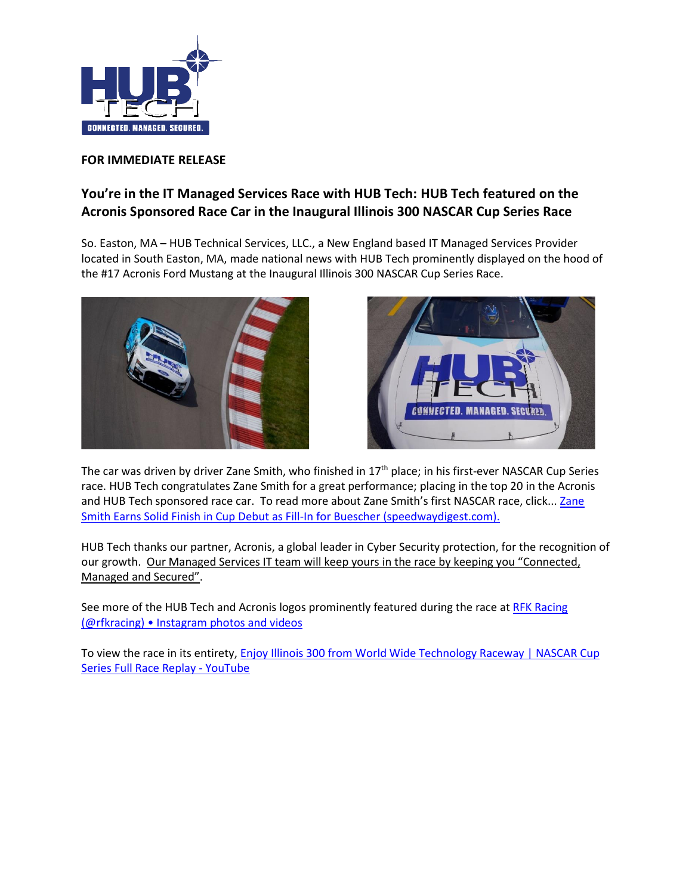**FOR IMMEDIATE RELEASE**

## You're in the IT Managed Services Race with HUB Tech: HUB Tech featured on the Acronis Sponsored Race Car in the Inaugural Illinois 300 NASCAR Cup Series Race

So. Easton, MA **–** HUB Technical Services, LLC., a New England based IT Managed Services Provider located in South Easton, MA, made national news with HUB Tech prominently displayed on the hood of the #17 Acronis Ford Mustang at the Inaugural Illinois 300 NASCAR Cup Series Race.

The car was driven by driver Zane Smith, who finished in 17th place; in his first-ever NASCAR Cup Series race. HUB Tech congratulates Zane Smith for a great performance; placing in the top 20 in the Acronis and HUB Tech sponsored race car. To read more about Zane Smith's first NASCAR race, click... Zane Smith Earns Solid Finish in Cup Debut as Fill-In for Buescher (speedwaydigest.com).

HUB Tech thanks our partner, Acronis, a global leader in Cyber Security protection, for the recognition of our growth. Our Managed Services IT team will keep yours in the race by keeping you "Connected, Managed and Secured".

See more of the HUB Tech and Acronis logos prominently featured during the race at RFK Racing (@rfkracing) • Instagram photos and videos

To view the race in its entirety, Enjoy Illinois 300 from World Wide Technology Raceway | NASCAR Cup Series Full Race Replay - YouTube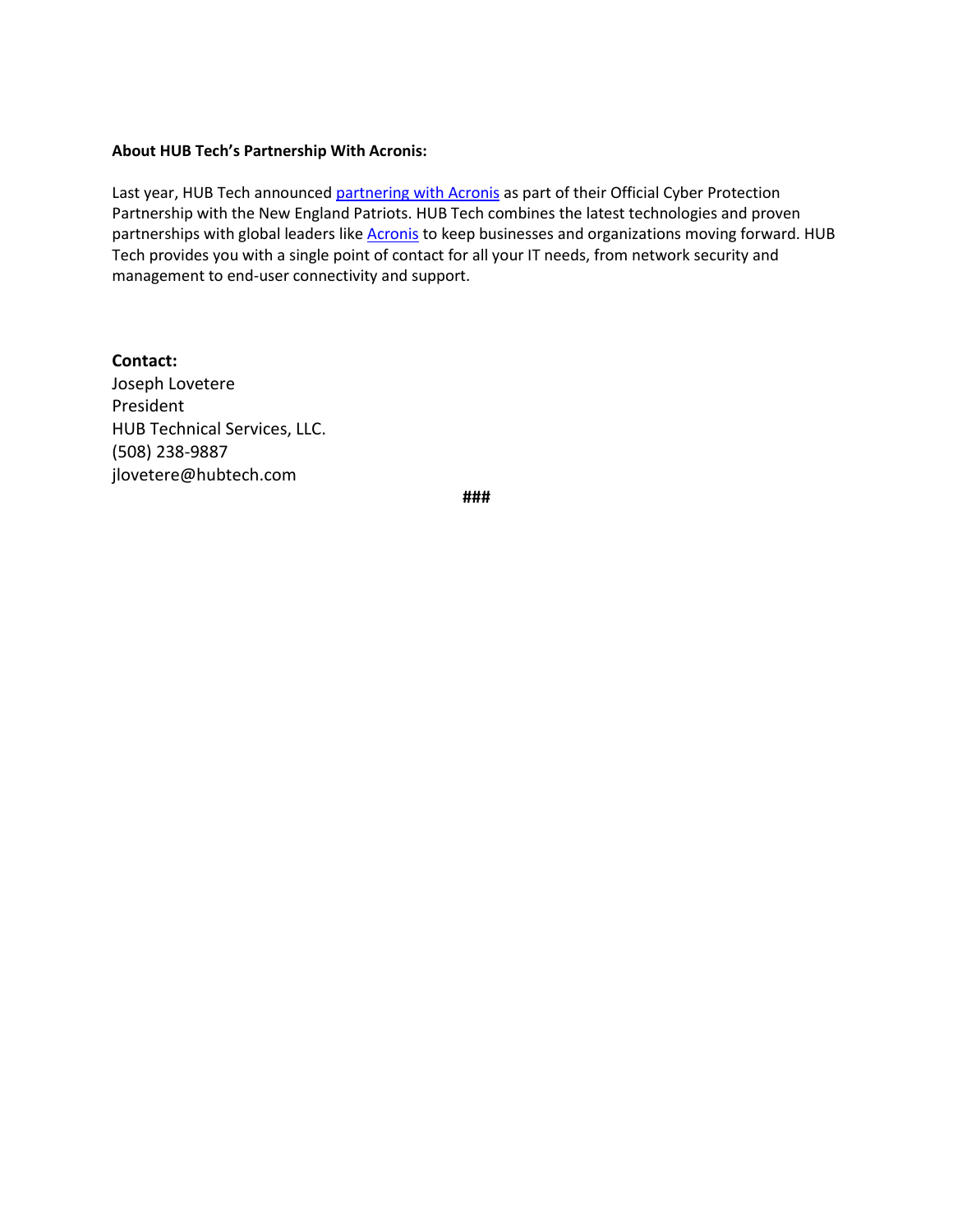**About HUB Tech's Partnership With Acronis:**

Last year, HUB Tech announced partnering with Acronis as part of their Official Cyber Protection Partnership with the New England Patriots. HUB Tech combines the latest technologies and proven partnerships with global leaders like Acronis to keep businesses and organizations moving forward. HUB Tech provides you with a single point of contact for all your IT needs, from network security and management to end-user connectivity and support.

**Contact:**
Joseph Lovetere
President
HUB Technical Services, LLC.
(508) 238-9887
jlovetere@hubtech.com

###